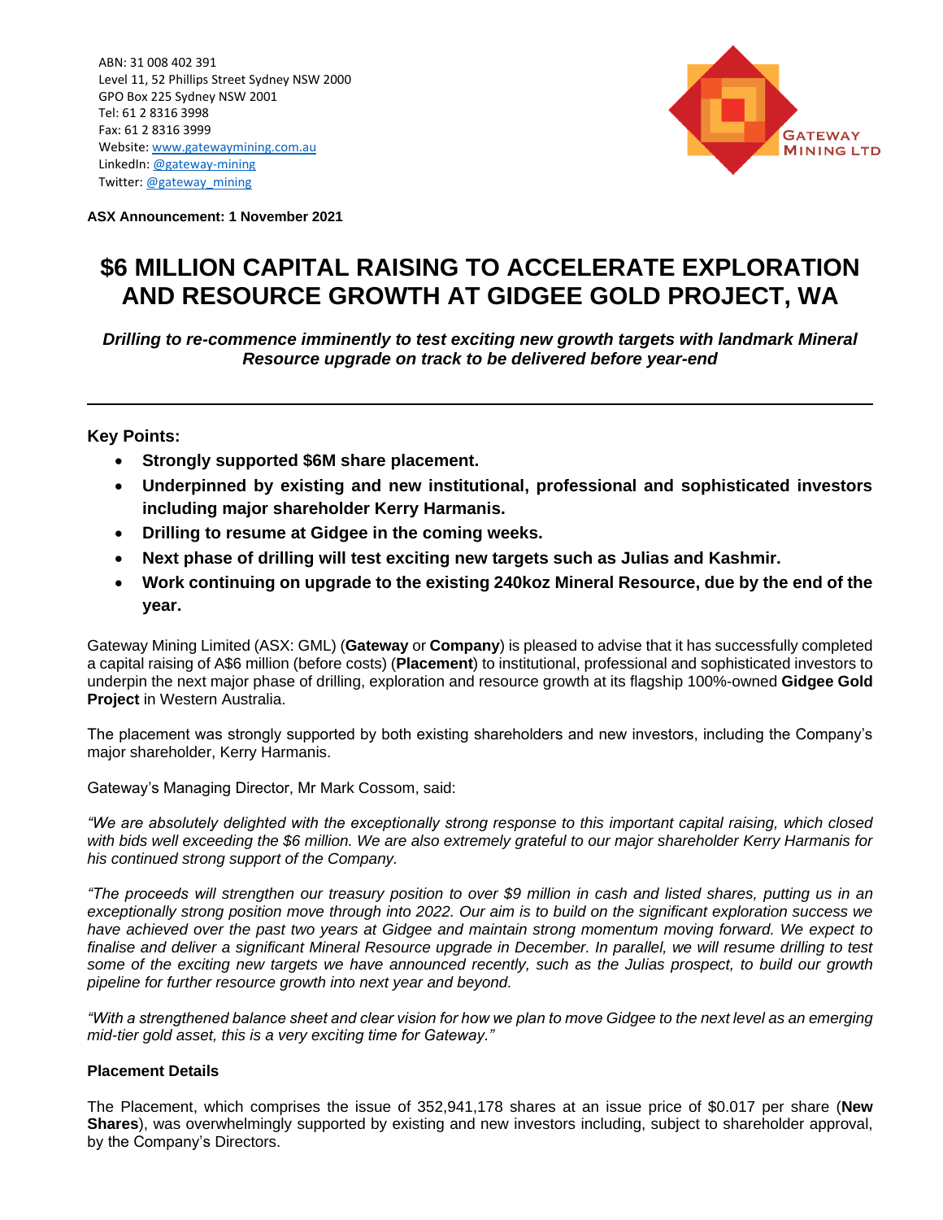ABN: 31 008 402 391
Level 11, 52 Phillips Street Sydney NSW 2000
GPO Box 225 Sydney NSW 2001
Tel: 61 2 8316 3998
Fax: 61 2 8316 3999
Website: www.gatewaymining.com.au
LinkedIn: @gateway-mining
Twitter: @gateway_mining

GATEWAY MINING LTD

**ASX Announcement: 1 November 2021**

# $6 MILLION CAPITAL RAISING TO ACCELERATE EXPLORATION AND RESOURCE GROWTH AT GIDGEE GOLD PROJECT, WA

***Drilling to re-commence imminently to test exciting new growth targets with landmark Mineral Resource upgrade on track to be delivered before year-end***

---

**Key Points:**

- **Strongly supported $6M share placement.**
- **Underpinned by existing and new institutional, professional and sophisticated investors including major shareholder Kerry Harmanis.**
- **Drilling to resume at Gidgee in the coming weeks.**
- **Next phase of drilling will test exciting new targets such as Julias and Kashmir.**
- **Work continuing on upgrade to the existing 240koz Mineral Resource, due by the end of the year.**

Gateway Mining Limited (ASX: GML) (**Gateway** or **Company**) is pleased to advise that it has successfully completed a capital raising of A$6 million (before costs) (**Placement**) to institutional, professional and sophisticated investors to underpin the next major phase of drilling, exploration and resource growth at its flagship 100%-owned **Gidgee Gold Project** in Western Australia.

The placement was strongly supported by both existing shareholders and new investors, including the Company's major shareholder, Kerry Harmanis.

Gateway's Managing Director, Mr Mark Cossom, said:

*"We are absolutely delighted with the exceptionally strong response to this important capital raising, which closed with bids well exceeding the $6 million. We are also extremely grateful to our major shareholder Kerry Harmanis for his continued strong support of the Company.*

*"The proceeds will strengthen our treasury position to over $9 million in cash and listed shares, putting us in an exceptionally strong position move through into 2022. Our aim is to build on the significant exploration success we have achieved over the past two years at Gidgee and maintain strong momentum moving forward. We expect to finalise and deliver a significant Mineral Resource upgrade in December. In parallel, we will resume drilling to test some of the exciting new targets we have announced recently, such as the Julias prospect, to build our growth pipeline for further resource growth into next year and beyond.*

*"With a strengthened balance sheet and clear vision for how we plan to move Gidgee to the next level as an emerging mid-tier gold asset, this is a very exciting time for Gateway."*

**Placement Details**

The Placement, which comprises the issue of 352,941,178 shares at an issue price of $0.017 per share (**New Shares**), was overwhelmingly supported by existing and new investors including, subject to shareholder approval, by the Company's Directors.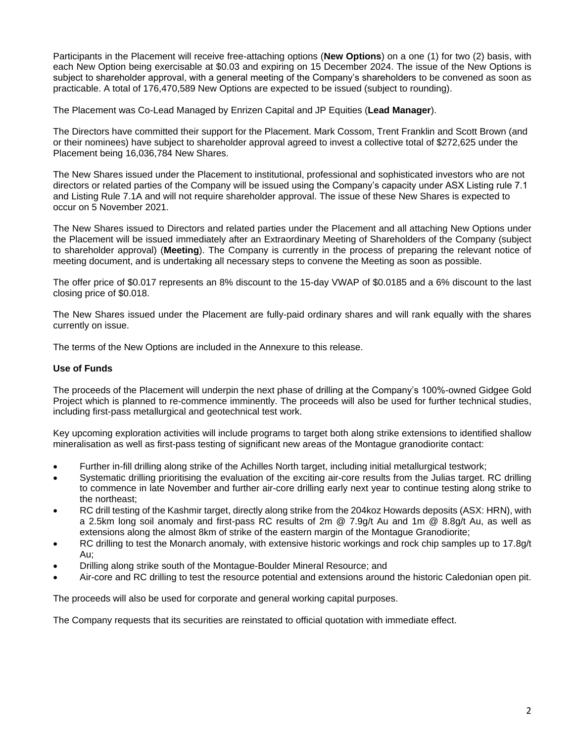Participants in the Placement will receive free-attaching options (**New Options**) on a one (1) for two (2) basis, with each New Option being exercisable at $0.03 and expiring on 15 December 2024. The issue of the New Options is subject to shareholder approval, with a general meeting of the Company's shareholders to be convened as soon as practicable. A total of 176,470,589 New Options are expected to be issued (subject to rounding).

The Placement was Co-Lead Managed by Enrizen Capital and JP Equities (**Lead Manager**).

The Directors have committed their support for the Placement. Mark Cossom, Trent Franklin and Scott Brown (and or their nominees) have subject to shareholder approval agreed to invest a collective total of $272,625 under the Placement being 16,036,784 New Shares.

The New Shares issued under the Placement to institutional, professional and sophisticated investors who are not directors or related parties of the Company will be issued using the Company's capacity under ASX Listing rule 7.1 and Listing Rule 7.1A and will not require shareholder approval. The issue of these New Shares is expected to occur on 5 November 2021.

The New Shares issued to Directors and related parties under the Placement and all attaching New Options under the Placement will be issued immediately after an Extraordinary Meeting of Shareholders of the Company (subject to shareholder approval) (**Meeting**). The Company is currently in the process of preparing the relevant notice of meeting document, and is undertaking all necessary steps to convene the Meeting as soon as possible.

The offer price of $0.017 represents an 8% discount to the 15-day VWAP of $0.0185 and a 6% discount to the last closing price of $0.018.

The New Shares issued under the Placement are fully-paid ordinary shares and will rank equally with the shares currently on issue.

The terms of the New Options are included in the Annexure to this release.

**Use of Funds**

The proceeds of the Placement will underpin the next phase of drilling at the Company's 100%-owned Gidgee Gold Project which is planned to re-commence imminently. The proceeds will also be used for further technical studies, including first-pass metallurgical and geotechnical test work.

Key upcoming exploration activities will include programs to target both along strike extensions to identified shallow mineralisation as well as first-pass testing of significant new areas of the Montague granodiorite contact:

- Further in-fill drilling along strike of the Achilles North target, including initial metallurgical testwork;
- Systematic drilling prioritising the evaluation of the exciting air-core results from the Julias target. RC drilling to commence in late November and further air-core drilling early next year to continue testing along strike to the northeast;
- RC drill testing of the Kashmir target, directly along strike from the 204koz Howards deposits (ASX: HRN), with a 2.5km long soil anomaly and first-pass RC results of 2m @ 7.9g/t Au and 1m @ 8.8g/t Au, as well as extensions along the almost 8km of strike of the eastern margin of the Montague Granodiorite;
- RC drilling to test the Monarch anomaly, with extensive historic workings and rock chip samples up to 17.8g/t Au;
- Drilling along strike south of the Montague-Boulder Mineral Resource; and
- Air-core and RC drilling to test the resource potential and extensions around the historic Caledonian open pit.

The proceeds will also be used for corporate and general working capital purposes.

The Company requests that its securities are reinstated to official quotation with immediate effect.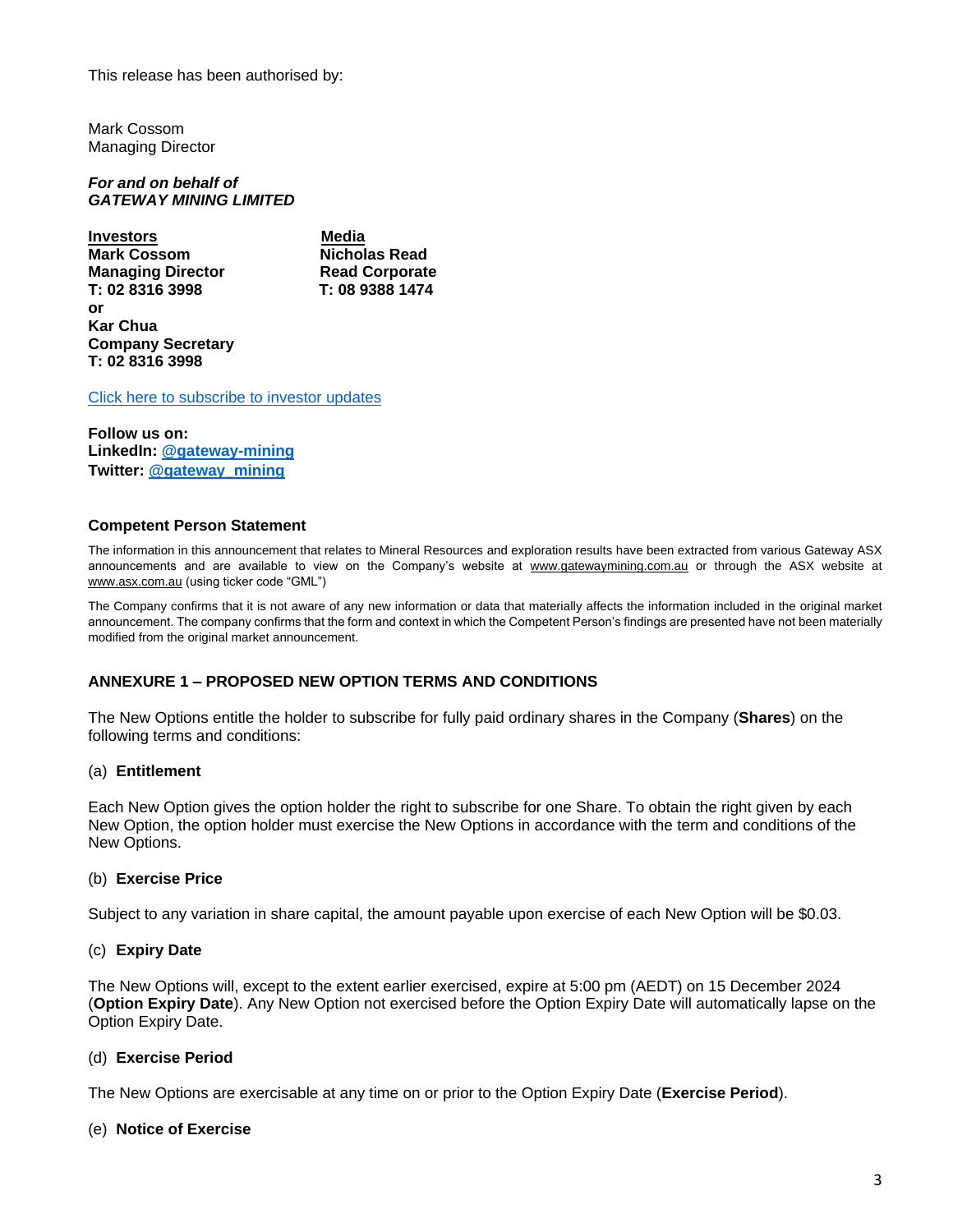This release has been authorised by:

Mark Cossom
Managing Director

***For and on behalf of***
***GATEWAY MINING LIMITED***

| **Investors** | **Media** |
|---|---|
| **Mark Cossom** | **Nicholas Read** |
| **Managing Director** | **Read Corporate** |
| **T: 02 8316 3998** | **T: 08 9388 1474** |
| **or** | |
| **Kar Chua** | |
| **Company Secretary** | |
| **T: 02 8316 3998** | |

Click here to subscribe to investor updates

**Follow us on:**
**LinkedIn: @gateway-mining**
**Twitter: @gateway_mining**

### Competent Person Statement

The information in this announcement that relates to Mineral Resources and exploration results have been extracted from various Gateway ASX announcements and are available to view on the Company's website at www.gatewaymining.com.au or through the ASX website at www.asx.com.au (using ticker code "GML")

The Company confirms that it is not aware of any new information or data that materially affects the information included in the original market announcement. The company confirms that the form and context in which the Competent Person's findings are presented have not been materially modified from the original market announcement.

### ANNEXURE 1 – PROPOSED NEW OPTION TERMS AND CONDITIONS

The New Options entitle the holder to subscribe for fully paid ordinary shares in the Company (**Shares**) on the following terms and conditions:

(a) **Entitlement**

Each New Option gives the option holder the right to subscribe for one Share. To obtain the right given by each New Option, the option holder must exercise the New Options in accordance with the term and conditions of the New Options.

(b) **Exercise Price**

Subject to any variation in share capital, the amount payable upon exercise of each New Option will be $0.03.

(c) **Expiry Date**

The New Options will, except to the extent earlier exercised, expire at 5:00 pm (AEDT) on 15 December 2024 (**Option Expiry Date**). Any New Option not exercised before the Option Expiry Date will automatically lapse on the Option Expiry Date.

(d) **Exercise Period**

The New Options are exercisable at any time on or prior to the Option Expiry Date (**Exercise Period**).

(e) **Notice of Exercise**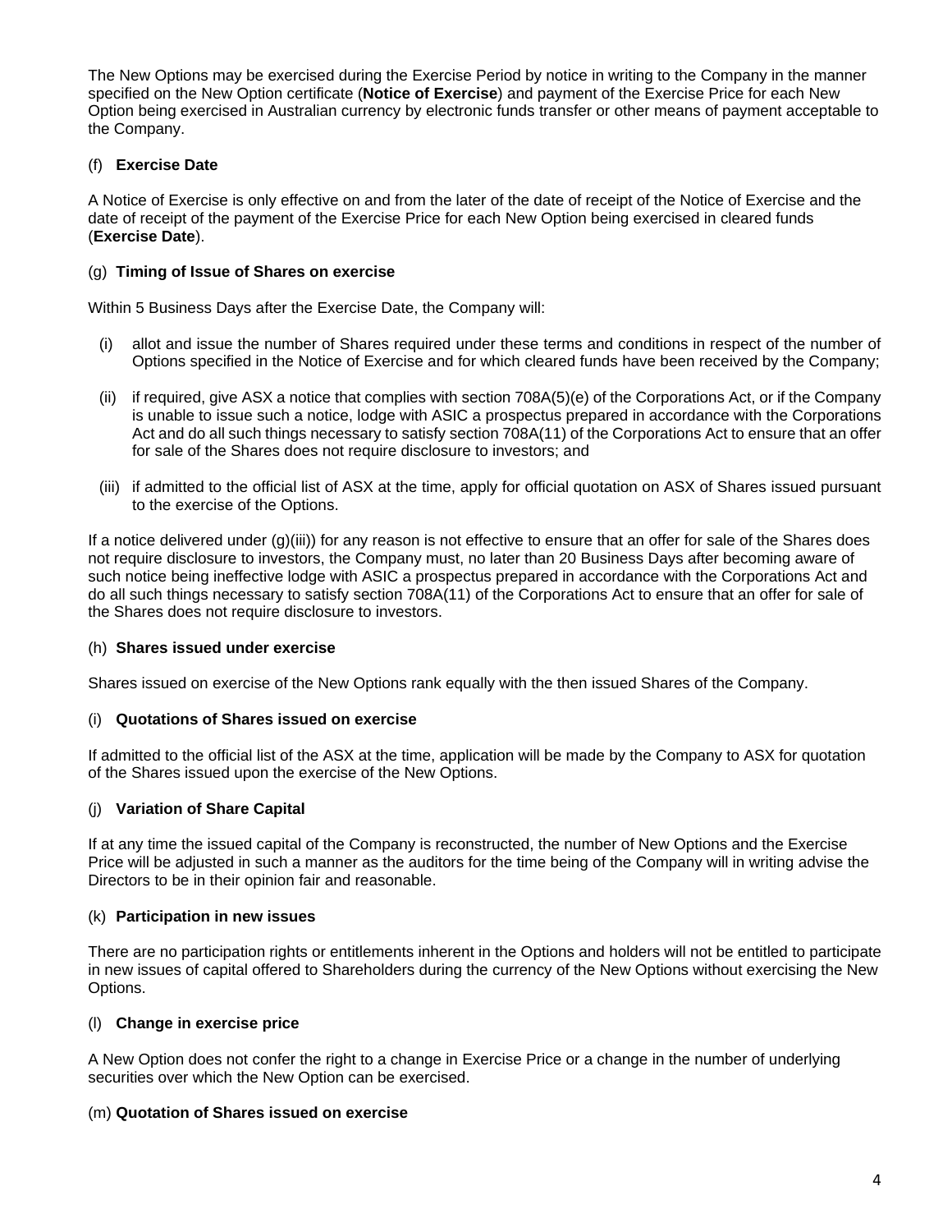The New Options may be exercised during the Exercise Period by notice in writing to the Company in the manner specified on the New Option certificate (**Notice of Exercise**) and payment of the Exercise Price for each New Option being exercised in Australian currency by electronic funds transfer or other means of payment acceptable to the Company.

(f) **Exercise Date**

A Notice of Exercise is only effective on and from the later of the date of receipt of the Notice of Exercise and the date of receipt of the payment of the Exercise Price for each New Option being exercised in cleared funds (**Exercise Date**).

(g) **Timing of Issue of Shares on exercise**

Within 5 Business Days after the Exercise Date, the Company will:

(i) allot and issue the number of Shares required under these terms and conditions in respect of the number of Options specified in the Notice of Exercise and for which cleared funds have been received by the Company;

(ii) if required, give ASX a notice that complies with section 708A(5)(e) of the Corporations Act, or if the Company is unable to issue such a notice, lodge with ASIC a prospectus prepared in accordance with the Corporations Act and do all such things necessary to satisfy section 708A(11) of the Corporations Act to ensure that an offer for sale of the Shares does not require disclosure to investors; and

(iii) if admitted to the official list of ASX at the time, apply for official quotation on ASX of Shares issued pursuant to the exercise of the Options.

If a notice delivered under (g)(iii)) for any reason is not effective to ensure that an offer for sale of the Shares does not require disclosure to investors, the Company must, no later than 20 Business Days after becoming aware of such notice being ineffective lodge with ASIC a prospectus prepared in accordance with the Corporations Act and do all such things necessary to satisfy section 708A(11) of the Corporations Act to ensure that an offer for sale of the Shares does not require disclosure to investors.

(h) **Shares issued under exercise**

Shares issued on exercise of the New Options rank equally with the then issued Shares of the Company.

(i) **Quotations of Shares issued on exercise**

If admitted to the official list of the ASX at the time, application will be made by the Company to ASX for quotation of the Shares issued upon the exercise of the New Options.

(j) **Variation of Share Capital**

If at any time the issued capital of the Company is reconstructed, the number of New Options and the Exercise Price will be adjusted in such a manner as the auditors for the time being of the Company will in writing advise the Directors to be in their opinion fair and reasonable.

(k) **Participation in new issues**

There are no participation rights or entitlements inherent in the Options and holders will not be entitled to participate in new issues of capital offered to Shareholders during the currency of the New Options without exercising the New Options.

(l) **Change in exercise price**

A New Option does not confer the right to a change in Exercise Price or a change in the number of underlying securities over which the New Option can be exercised.

(m) **Quotation of Shares issued on exercise**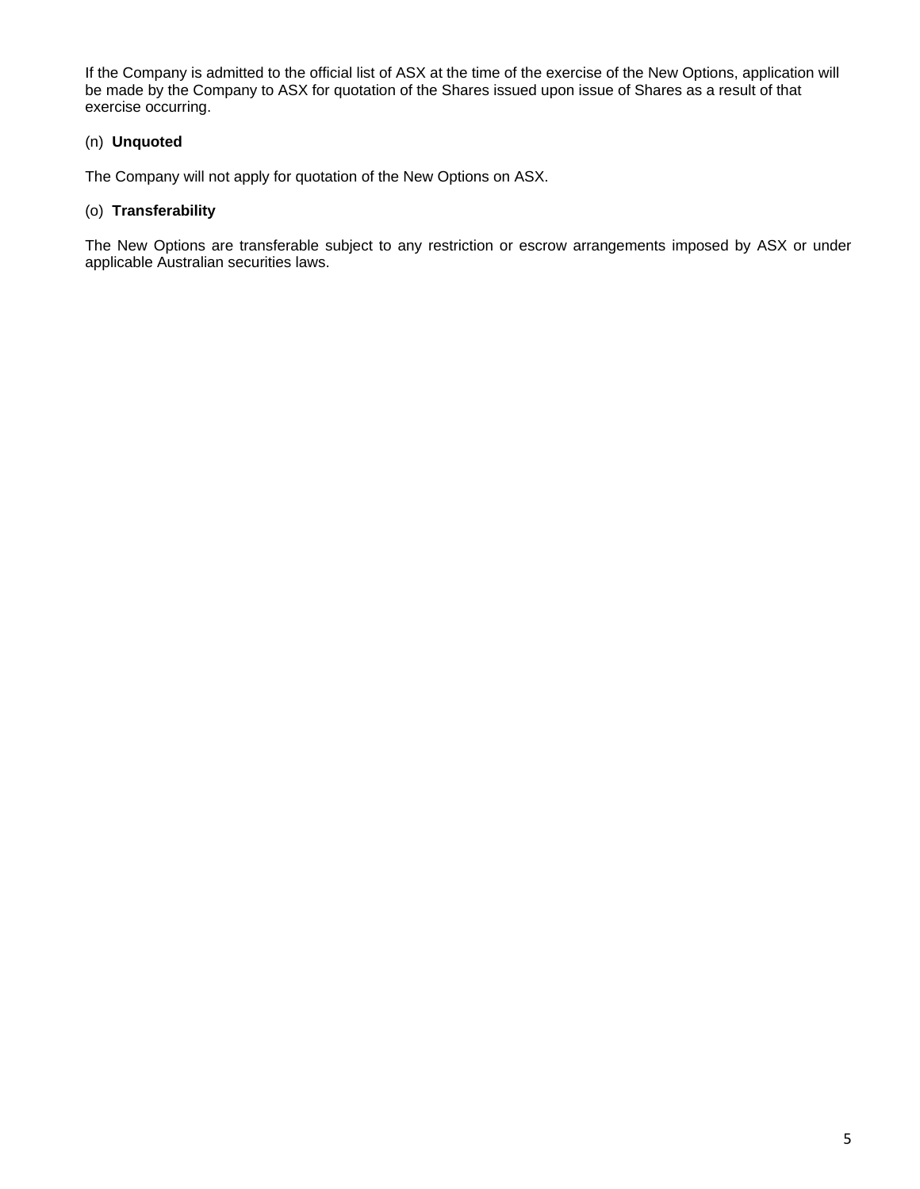If the Company is admitted to the official list of ASX at the time of the exercise of the New Options, application will be made by the Company to ASX for quotation of the Shares issued upon issue of Shares as a result of that exercise occurring.

(n) **Unquoted**

The Company will not apply for quotation of the New Options on ASX.

(o) **Transferability**

The New Options are transferable subject to any restriction or escrow arrangements imposed by ASX or under applicable Australian securities laws.